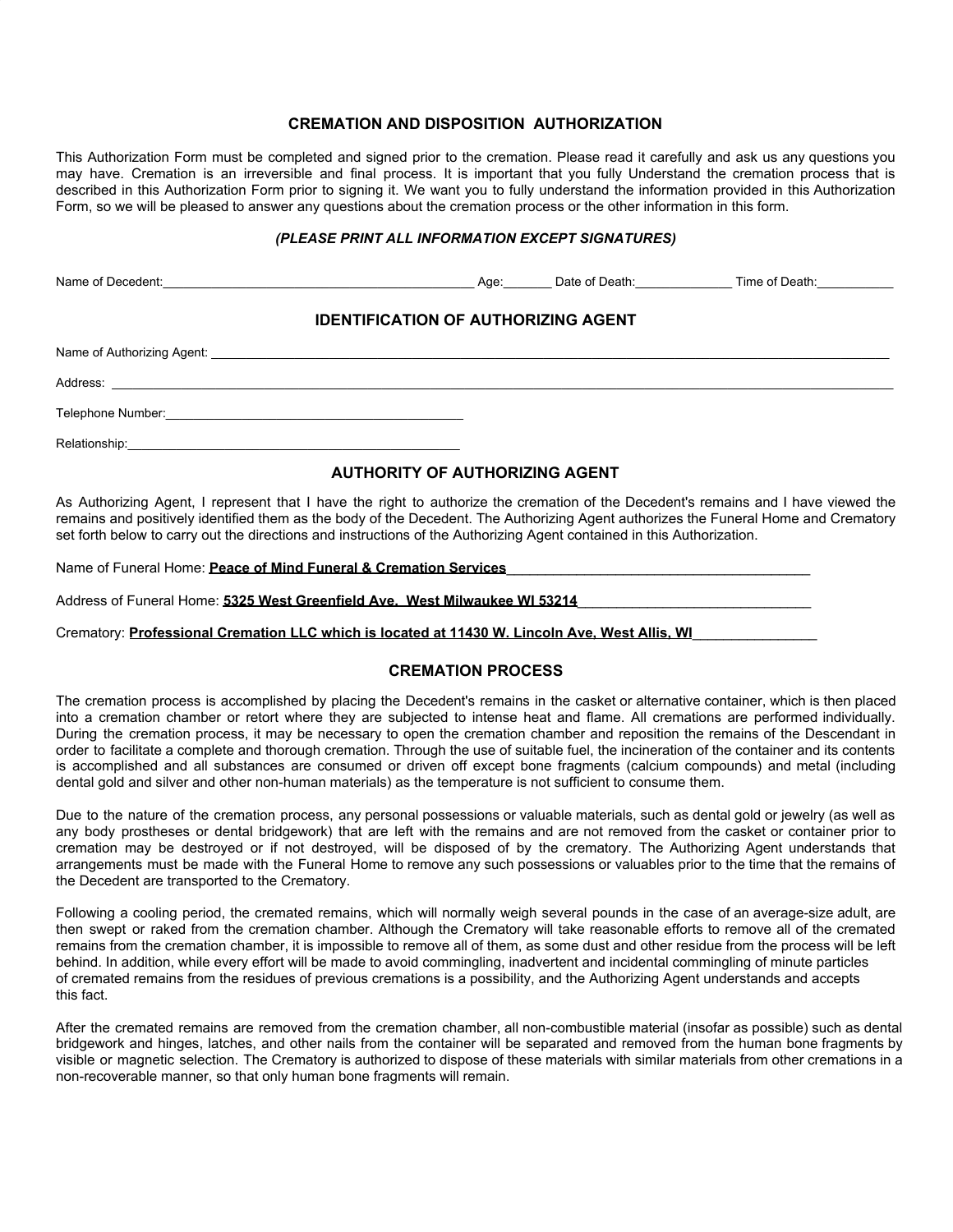# CREMATION AND DISPOSITION AUTHORIZATION

This Authorization Form must be completed and signed prior to the cremation. Please read it carefully and ask us any questions you may have. Cremation is an irreversible and final process. It is important that you fully Understand the cremation process that is described in this Authorization Form prior to signing it. We want you to fully understand the information provided in this Authorization Form, so we will be pleased to answer any questions about the cremation process or the other information in this form.

***(PLEASE PRINT ALL INFORMATION EXCEPT SIGNATURES)***

Name of Decedent:______________________________ Age:_______ Date of Death:______________ Time of Death:___________

## IDENTIFICATION OF AUTHORIZING AGENT

Name of Authorizing Agent: ______________________________

Address: ______________________________

Telephone Number:______________________________

Relationship:______________________________

## AUTHORITY OF AUTHORIZING AGENT

As Authorizing Agent, I represent that I have the right to authorize the cremation of the Decedent's remains and I have viewed the remains and positively identified them as the body of the Decedent. The Authorizing Agent authorizes the Funeral Home and Crematory set forth below to carry out the directions and instructions of the Authorizing Agent contained in this Authorization.

Name of Funeral Home: **Peace of Mind Funeral & Cremation Services**______________________________

Address of Funeral Home: **5325 West Greenfield Ave. West Milwaukee WI 53214**______________________________

Crematory: **Professional Cremation LLC which is located at 11430 W. Lincoln Ave, West Allis, WI**________________

## CREMATION PROCESS

The cremation process is accomplished by placing the Decedent's remains in the casket or alternative container, which is then placed into a cremation chamber or retort where they are subjected to intense heat and flame. All cremations are performed individually. During the cremation process, it may be necessary to open the cremation chamber and reposition the remains of the Descendant in order to facilitate a complete and thorough cremation. Through the use of suitable fuel, the incineration of the container and its contents is accomplished and all substances are consumed or driven off except bone fragments (calcium compounds) and metal (including dental gold and silver and other non-human materials) as the temperature is not sufficient to consume them.

Due to the nature of the cremation process, any personal possessions or valuable materials, such as dental gold or jewelry (as well as any body prostheses or dental bridgework) that are left with the remains and are not removed from the casket or container prior to cremation may be destroyed or if not destroyed, will be disposed of by the crematory. The Authorizing Agent understands that arrangements must be made with the Funeral Home to remove any such possessions or valuables prior to the time that the remains of the Decedent are transported to the Crematory.

Following a cooling period, the cremated remains, which will normally weigh several pounds in the case of an average-size adult, are then swept or raked from the cremation chamber. Although the Crematory will take reasonable efforts to remove all of the cremated remains from the cremation chamber, it is impossible to remove all of them, as some dust and other residue from the process will be left behind. In addition, while every effort will be made to avoid commingling, inadvertent and incidental commingling of minute particles of cremated remains from the residues of previous cremations is a possibility, and the Authorizing Agent understands and accepts this fact.

After the cremated remains are removed from the cremation chamber, all non-combustible material (insofar as possible) such as dental bridgework and hinges, latches, and other nails from the container will be separated and removed from the human bone fragments by visible or magnetic selection. The Crematory is authorized to dispose of these materials with similar materials from other cremations in a non-recoverable manner, so that only human bone fragments will remain.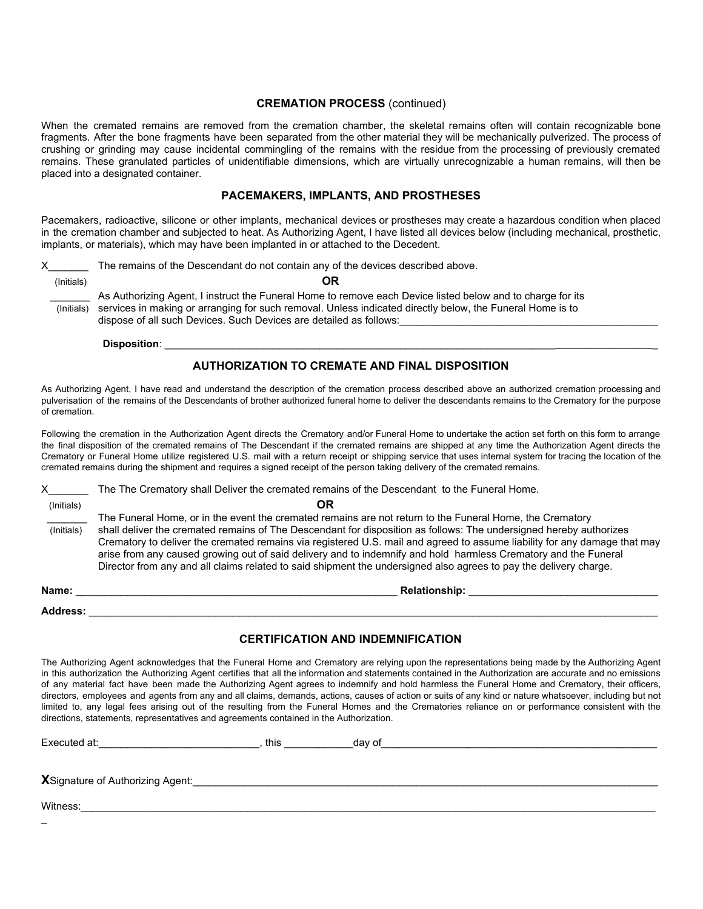## CREMATION PROCESS (continued)

When the cremated remains are removed from the cremation chamber, the skeletal remains often will contain recognizable bone fragments. After the bone fragments have been separated from the other material they will be mechanically pulverized. The process of crushing or grinding may cause incidental commingling of the remains with the residue from the processing of previously cremated remains. These granulated particles of unidentifiable dimensions, which are virtually unrecognizable a human remains, will then be placed into a designated container.

## PACEMAKERS, IMPLANTS, AND PROSTHESES

Pacemakers, radioactive, silicone or other implants, mechanical devices or prostheses may create a hazardous condition when placed in the cremation chamber and subjected to heat. As Authorizing Agent, I have listed all devices below (including mechanical, prosthetic, implants, or materials), which may have been implanted in or attached to the Decedent.

X_______ The remains of the Descendant do not contain any of the devices described above.
(Initials)

**OR**

_______ As Authorizing Agent, I instruct the Funeral Home to remove each Device listed below and to charge for its services in making or arranging for such removal. Unless indicated directly below, the Funeral Home is to dispose of all such Devices. Such Devices are detailed as follows:_____________________________________________
(Initials)

**Disposition**: ________________________________________________________________________________

## AUTHORIZATION TO CREMATE AND FINAL DISPOSITION

As Authorizing Agent, I have read and understand the description of the cremation process described above an authorized cremation processing and pulverisation of the remains of the Descendants of brother authorized funeral home to deliver the descendants remains to the Crematory for the purpose of cremation.

Following the cremation in the Authorization Agent directs the Crematory and/or Funeral Home to undertake the action set forth on this form to arrange the final disposition of the cremated remains of The Descendant if the cremated remains are shipped at any time the Authorization Agent directs the Crematory or Funeral Home utilize registered U.S. mail with a return receipt or shipping service that uses internal system for tracing the location of the cremated remains during the shipment and requires a signed receipt of the person taking delivery of the cremated remains.

X_______ The The Crematory shall Deliver the cremated remains of the Descendant to the Funeral Home.
(Initials)

**OR**

_______ The Funeral Home, or in the event the cremated remains are not return to the Funeral Home, the Crematory shall deliver the cremated remains of The Descendant for disposition as follows: The undersigned hereby authorizes Crematory to deliver the cremated remains via registered U.S. mail and agreed to assume liability for any damage that may arise from any caused growing out of said delivery and to indemnify and hold harmless Crematory and the Funeral Director from any and all claims related to said shipment the undersigned also agrees to pay the delivery charge.
(Initials)

**Name:** _________________________________________________________ **Relationship:** _________________________________

**Address:** ____________________________________________________________________________________________________

## CERTIFICATION AND INDEMNIFICATION

The Authorizing Agent acknowledges that the Funeral Home and Crematory are relying upon the representations being made by the Authorizing Agent in this authorization the Authorizing Agent certifies that all the information and statements contained in the Authorization are accurate and no emissions of any material fact have been made the Authorizing Agent agrees to indemnify and hold harmless the Funeral Home and Crematory, their officers, directors, employees and agents from any and all claims, demands, actions, causes of action or suits of any kind or nature whatsoever, including but not limited to, any legal fees arising out of the resulting from the Funeral Homes and the Crematories reliance on or performance consistent with the directions, statements, representatives and agreements contained in the Authorization.

Executed at:___________________________, this ____________day of_________________________________________________

**X**Signature of Authorizing Agent:_________________________________________________________________________________

Witness:____________________________________________________________________________________________________